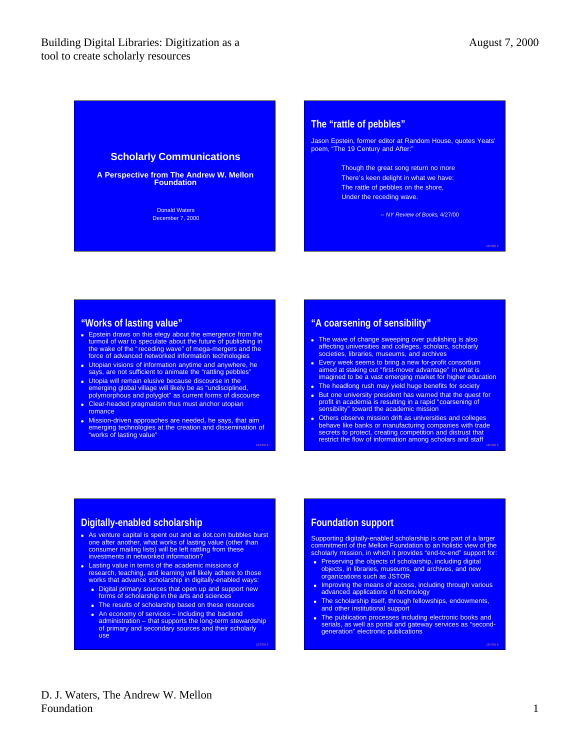Building Digital Libraries: Digitization as a tool to create scholarly resources

August 7, 2000

## Scholarly Communications

**A Perspective from The Andrew W. Mellon Foundation**

Donald Waters
December 7, 2000

## The "rattle of pebbles"

Jason Epstein, former editor at Random House, quotes Yeats' poem, "The 19 Century and After:"

> Though the great song return no more
> There's keen delight in what we have:
> The rattle of pebbles on the shore,
> Under the receding wave.
>
> -- *NY Review of Books*, 4/27/00

## "Works of lasting value"

- Epstein draws on this elegy about the emergence from the turmoil of war to speculate about the future of publishing in the wake of the "receding wave" of mega-mergers and the force of advanced networked information technologies
- Utopian visions of information anytime and anywhere, he says, are not sufficient to animate the "rattling pebbles"
- Utopia will remain elusive because discourse in the emerging global village will likely be as "undisciplined, polymorphous and polyglot" as current forms of discourse
- Clear-headed pragmatism thus must anchor utopian romance
- Mission-driven approaches are needed, he says, that aim emerging technologies at the creation and dissemination of "works of lasting value"

## "A coarsening of sensibility"

- The wave of change sweeping over publishing is also affecting universities and colleges, scholars, scholarly societies, libraries, museums, and archives
- Every week seems to bring a new for-profit consortium aimed at staking out "first-mover advantage" in what is imagined to be a vast emerging market for higher education
- The headlong rush may yield huge benefits for society
- But one university president has warned that the quest for profit in academia is resulting in a rapid "coarsening of sensibility" toward the academic mission
- Others observe mission drift as universities and colleges behave like banks or manufacturing companies with trade secrets to protect, creating competition and distrust that restrict the flow of information among scholars and staff

## Digitally-enabled scholarship

- As venture capital is spent out and as dot.com bubbles burst one after another, what works of lasting value (other than consumer mailing lists) will be left rattling from these investments in networked information?
- Lasting value in terms of the academic missions of research, teaching, and learning will likely adhere to those works that advance scholarship in digitally-enabled ways:
  - Digital primary sources that open up and support new forms of scholarship in the arts and sciences
  - The results of scholarship based on these resources
  - An economy of services – including the backend administration – that supports the long-term stewardship of primary and secondary sources and their scholarly use

## Foundation support

Supporting digitally-enabled scholarship is one part of a larger commitment of the Mellon Foundation to an holistic view of the scholarly mission, in which it provides "end-to-end" support for:

- Preserving the objects of scholarship, including digital objects, in libraries, museums, and archives, and new organizations such as JSTOR
- Improving the means of access, including through various advanced applications of technology
- The scholarship itself, through fellowships, endowments, and other institutional support
- The publication processes including electronic books and serials, as well as portal and gateway services as "second-generation" electronic publications

D. J. Waters, The Andrew W. Mellon Foundation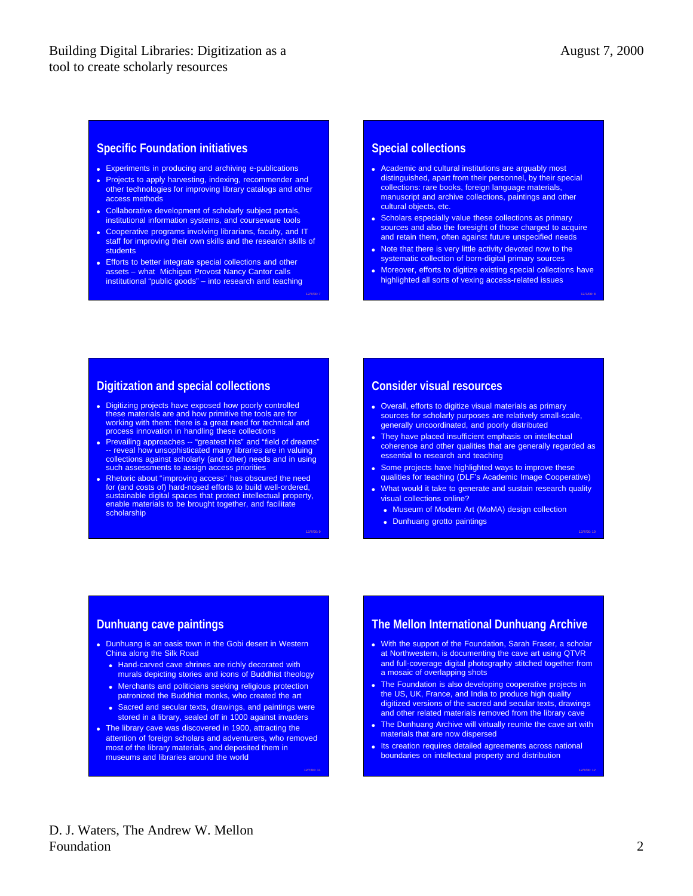## Specific Foundation initiatives

- Experiments in producing and archiving e-publications
- Projects to apply harvesting, indexing, recommender and other technologies for improving library catalogs and other access methods
- Collaborative development of scholarly subject portals, institutional information systems, and courseware tools
- Cooperative programs involving librarians, faculty, and IT staff for improving their own skills and the research skills of students
- Efforts to better integrate special collections and other assets – what Michigan Provost Nancy Cantor calls institutional "public goods" – into research and teaching

## Special collections

- Academic and cultural institutions are arguably most distinguished, apart from their personnel, by their special collections: rare books, foreign language materials, manuscript and archive collections, paintings and other cultural objects, etc.
- Scholars especially value these collections as primary sources and also the foresight of those charged to acquire and retain them, often against future unspecified needs
- Note that there is very little activity devoted now to the systematic collection of born-digital primary sources
- Moreover, efforts to digitize existing special collections have highlighted all sorts of vexing access-related issues

## Digitization and special collections

- Digitizing projects have exposed how poorly controlled these materials are and how primitive the tools are for working with them: there is a great need for technical and process innovation in handling these collections
- Prevailing approaches -- "greatest hits" and "field of dreams" -- reveal how unsophisticated many libraries are in valuing collections against scholarly (and other) needs and in using such assessments to assign access priorities
- Rhetoric about "improving access" has obscured the need for (and costs of) hard-nosed efforts to build well-ordered, sustainable digital spaces that protect intellectual property, enable materials to be brought together, and facilitate scholarship

## Consider visual resources

- Overall, efforts to digitize visual materials as primary sources for scholarly purposes are relatively small-scale, generally uncoordinated, and poorly distributed
- They have placed insufficient emphasis on intellectual coherence and other qualities that are generally regarded as essential to research and teaching
- Some projects have highlighted ways to improve these qualities for teaching (DLF's Academic Image Cooperative)
- What would it take to generate and sustain research quality visual collections online?
  - Museum of Modern Art (MoMA) design collection
  - Dunhuang grotto paintings

## Dunhuang cave paintings

- Dunhuang is an oasis town in the Gobi desert in Western China along the Silk Road
  - Hand-carved cave shrines are richly decorated with murals depicting stories and icons of Buddhist theology
  - Merchants and politicians seeking religious protection patronized the Buddhist monks, who created the art
  - Sacred and secular texts, drawings, and paintings were stored in a library, sealed off in 1000 against invaders
- The library cave was discovered in 1900, attracting the attention of foreign scholars and adventurers, who removed most of the library materials, and deposited them in museums and libraries around the world

## The Mellon International Dunhuang Archive

- With the support of the Foundation, Sarah Fraser, a scholar at Northwestern, is documenting the cave art using QTVR and full-coverage digital photography stitched together from a mosaic of overlapping shots
- The Foundation is also developing cooperative projects in the US, UK, France, and India to produce high quality digitized versions of the sacred and secular texts, drawings and other related materials removed from the library cave
- The Dunhuang Archive will virtually reunite the cave art with materials that are now dispersed
- Its creation requires detailed agreements across national boundaries on intellectual property and distribution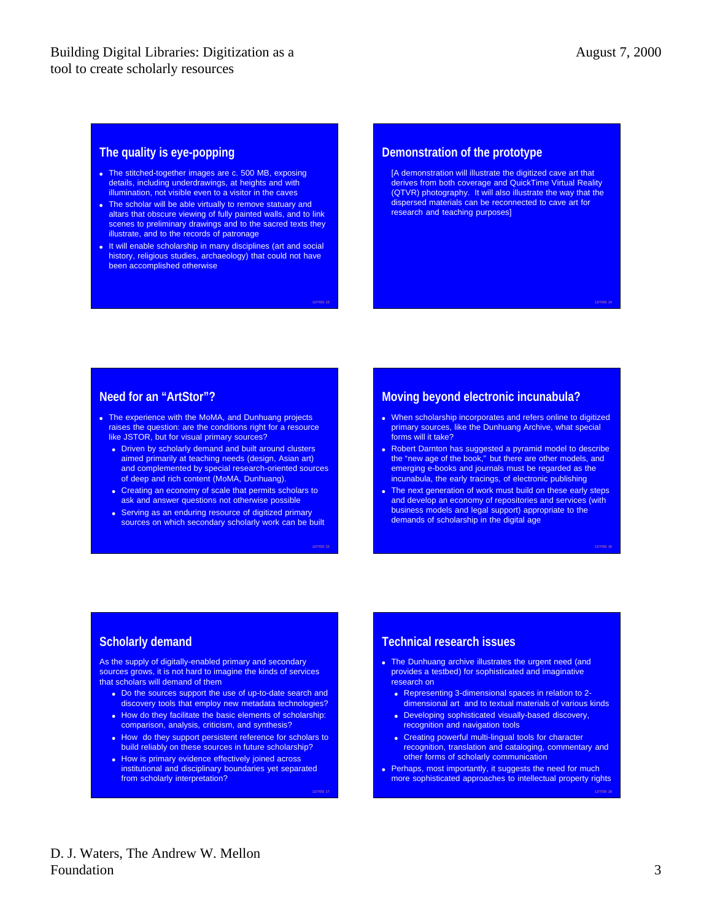## The quality is eye-popping

- The stitched-together images are c. 500 MB, exposing details, including underdrawings, at heights and with illumination, not visible even to a visitor in the caves
- The scholar will be able virtually to remove statuary and altars that obscure viewing of fully painted walls, and to link scenes to preliminary drawings and to the sacred texts they illustrate, and to the records of patronage
- It will enable scholarship in many disciplines (art and social history, religious studies, archaeology) that could not have been accomplished otherwise

## Demonstration of the prototype

[A demonstration will illustrate the digitized cave art that derives from both coverage and QuickTime Virtual Reality (QTVR) photography. It will also illustrate the way that the dispersed materials can be reconnected to cave art for research and teaching purposes]

## Need for an "ArtStor"?

- The experience with the MoMA, and Dunhuang projects raises the question: are the conditions right for a resource like JSTOR, but for visual primary sources?
  - Driven by scholarly demand and built around clusters aimed primarily at teaching needs (design, Asian art) and complemented by special research-oriented sources of deep and rich content (MoMA, Dunhuang).
  - Creating an economy of scale that permits scholars to ask and answer questions not otherwise possible
  - Serving as an enduring resource of digitized primary sources on which secondary scholarly work can be built

## Moving beyond electronic incunabula?

- When scholarship incorporates and refers online to digitized primary sources, like the Dunhuang Archive, what special forms will it take?
- Robert Darnton has suggested a pyramid model to describe the "new age of the book," but there are other models, and emerging e-books and journals must be regarded as the incunabula, the early tracings, of electronic publishing
- The next generation of work must build on these early steps and develop an economy of repositories and services (with business models and legal support) appropriate to the demands of scholarship in the digital age

## Scholarly demand

As the supply of digitally-enabled primary and secondary sources grows, it is not hard to imagine the kinds of services that scholars will demand of them

- Do the sources support the use of up-to-date search and discovery tools that employ new metadata technologies?
- How do they facilitate the basic elements of scholarship: comparison, analysis, criticism, and synthesis?
- How do they support persistent reference for scholars to build reliably on these sources in future scholarship?
- How is primary evidence effectively joined across institutional and disciplinary boundaries yet separated from scholarly interpretation?

## Technical research issues

- The Dunhuang archive illustrates the urgent need (and provides a testbed) for sophisticated and imaginative research on
  - Representing 3-dimensional spaces in relation to 2-dimensional art and to textual materials of various kinds
  - Developing sophisticated visually-based discovery, recognition and navigation tools
  - Creating powerful multi-lingual tools for character recognition, translation and cataloging, commentary and other forms of scholarly communication
- Perhaps, most importantly, it suggests the need for much more sophisticated approaches to intellectual property rights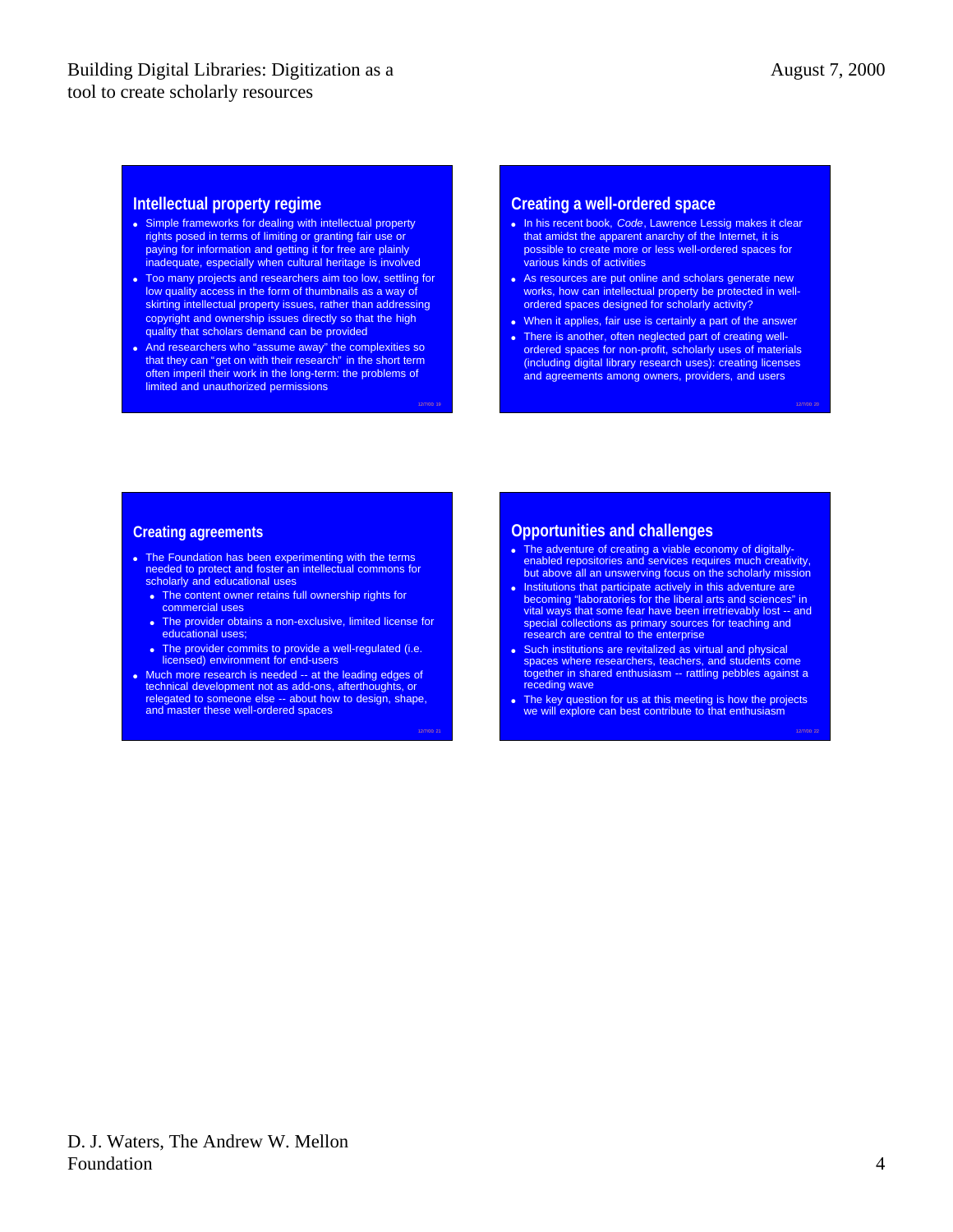## Intellectual property regime

- Simple frameworks for dealing with intellectual property rights posed in terms of limiting or granting fair use or paying for information and getting it for free are plainly inadequate, especially when cultural heritage is involved
- Too many projects and researchers aim too low, settling for low quality access in the form of thumbnails as a way of skirting intellectual property issues, rather than addressing copyright and ownership issues directly so that the high quality that scholars demand can be provided
- And researchers who "assume away" the complexities so that they can "get on with their research" in the short term often imperil their work in the long-term: the problems of limited and unauthorized permissions

## Creating a well-ordered space

- In his recent book, *Code*, Lawrence Lessig makes it clear that amidst the apparent anarchy of the Internet, it is possible to create more or less well-ordered spaces for various kinds of activities
- As resources are put online and scholars generate new works, how can intellectual property be protected in well-ordered spaces designed for scholarly activity?
- When it applies, fair use is certainly a part of the answer
- There is another, often neglected part of creating well-ordered spaces for non-profit, scholarly uses of materials (including digital library research uses): creating licenses and agreements among owners, providers, and users

## Creating agreements

- The Foundation has been experimenting with the terms needed to protect and foster an intellectual commons for scholarly and educational uses
  - The content owner retains full ownership rights for commercial uses
  - The provider obtains a non-exclusive, limited license for educational uses;
  - The provider commits to provide a well-regulated (i.e. licensed) environment for end-users
- Much more research is needed -- at the leading edges of technical development not as add-ons, afterthoughts, or relegated to someone else -- about how to design, shape, and master these well-ordered spaces

## Opportunities and challenges

- The adventure of creating a viable economy of digitally-enabled repositories and services requires much creativity, but above all an unswerving focus on the scholarly mission
- Institutions that participate actively in this adventure are becoming "laboratories for the liberal arts and sciences" in vital ways that some fear have been irretrievably lost -- and special collections as primary sources for teaching and research are central to the enterprise
- Such institutions are revitalized as virtual and physical spaces where researchers, teachers, and students come together in shared enthusiasm -- rattling pebbles against a receding wave
- The key question for us at this meeting is how the projects we will explore can best contribute to that enthusiasm